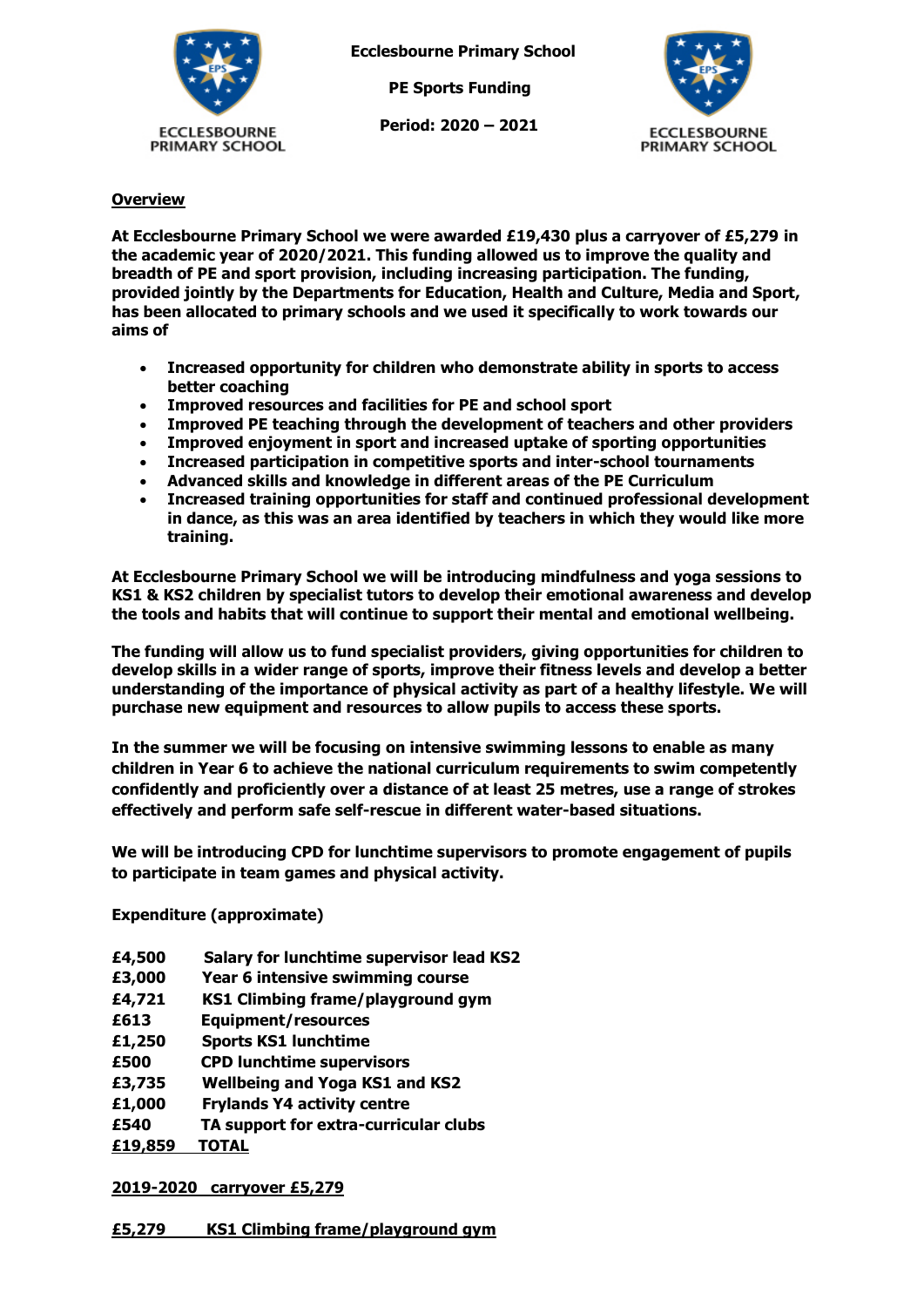**Ecclesbourne Primary School**

**PE Sports Funding**

**Period: 2020 – 2021**

## Overview

**At Ecclesbourne Primary School we were awarded £19,430 plus a carryover of £5,279 in the academic year of 2020/2021. This funding allowed us to improve the quality and breadth of PE and sport provision, including increasing participation. The funding, provided jointly by the Departments for Education, Health and Culture, Media and Sport, has been allocated to primary schools and we used it specifically to work towards our aims of**

- **Increased opportunity for children who demonstrate ability in sports to access better coaching**
- **Improved resources and facilities for PE and school sport**
- **Improved PE teaching through the development of teachers and other providers**
- **Improved enjoyment in sport and increased uptake of sporting opportunities**
- **Increased participation in competitive sports and inter-school tournaments**
- **Advanced skills and knowledge in different areas of the PE Curriculum**
- **Increased training opportunities for staff and continued professional development in dance, as this was an area identified by teachers in which they would like more training.**

**At Ecclesbourne Primary School we will be introducing mindfulness and yoga sessions to KS1 & KS2 children by specialist tutors to develop their emotional awareness and develop the tools and habits that will continue to support their mental and emotional wellbeing.**

**The funding will allow us to fund specialist providers, giving opportunities for children to develop skills in a wider range of sports, improve their fitness levels and develop a better understanding of the importance of physical activity as part of a healthy lifestyle. We will purchase new equipment and resources to allow pupils to access these sports.**

**In the summer we will be focusing on intensive swimming lessons to enable as many children in Year 6 to achieve the national curriculum requirements to swim competently confidently and proficiently over a distance of at least 25 metres, use a range of strokes effectively and perform safe self-rescue in different water-based situations.**

**We will be introducing CPD for lunchtime supervisors to promote engagement of pupils to participate in team games and physical activity.**

**Expenditure (approximate)**

| | |
|---|---|
| **£4,500** | **Salary for lunchtime supervisor lead KS2** |
| **£3,000** | **Year 6 intensive swimming course** |
| **£4,721** | **KS1 Climbing frame/playground gym** |
| **£613** | **Equipment/resources** |
| **£1,250** | **Sports KS1 lunchtime** |
| **£500** | **CPD lunchtime supervisors** |
| **£3,735** | **Wellbeing and Yoga KS1 and KS2** |
| **£1,000** | **Frylands Y4 activity centre** |
| **£540** | **TA support for extra-curricular clubs** |
| **£19,859** | **TOTAL** |

**2019-2020 carryover £5,279**

**£5,279 KS1 Climbing frame/playground gym**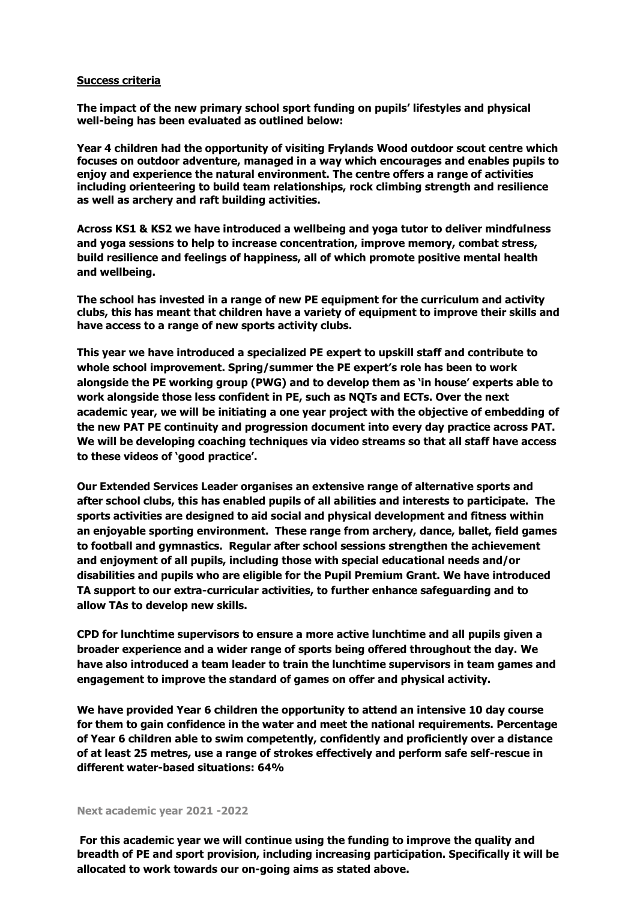**Success criteria**

**The impact of the new primary school sport funding on pupils' lifestyles and physical well-being has been evaluated as outlined below:**

**Year 4 children had the opportunity of visiting Frylands Wood outdoor scout centre which focuses on outdoor adventure, managed in a way which encourages and enables pupils to enjoy and experience the natural environment. The centre offers a range of activities including orienteering to build team relationships, rock climbing strength and resilience as well as archery and raft building activities.**

**Across KS1 & KS2 we have introduced a wellbeing and yoga tutor to deliver mindfulness and yoga sessions to help to increase concentration, improve memory, combat stress, build resilience and feelings of happiness, all of which promote positive mental health and wellbeing.**

**The school has invested in a range of new PE equipment for the curriculum and activity clubs, this has meant that children have a variety of equipment to improve their skills and have access to a range of new sports activity clubs.**

**This year we have introduced a specialized PE expert to upskill staff and contribute to whole school improvement. Spring/summer the PE expert's role has been to work alongside the PE working group (PWG) and to develop them as 'in house' experts able to work alongside those less confident in PE, such as NQTs and ECTs. Over the next academic year, we will be initiating a one year project with the objective of embedding of the new PAT PE continuity and progression document into every day practice across PAT. We will be developing coaching techniques via video streams so that all staff have access to these videos of 'good practice'.**

**Our Extended Services Leader organises an extensive range of alternative sports and after school clubs, this has enabled pupils of all abilities and interests to participate. The sports activities are designed to aid social and physical development and fitness within an enjoyable sporting environment. These range from archery, dance, ballet, field games to football and gymnastics. Regular after school sessions strengthen the achievement and enjoyment of all pupils, including those with special educational needs and/or disabilities and pupils who are eligible for the Pupil Premium Grant. We have introduced TA support to our extra-curricular activities, to further enhance safeguarding and to allow TAs to develop new skills.**

**CPD for lunchtime supervisors to ensure a more active lunchtime and all pupils given a broader experience and a wider range of sports being offered throughout the day. We have also introduced a team leader to train the lunchtime supervisors in team games and engagement to improve the standard of games on offer and physical activity.**

**We have provided Year 6 children the opportunity to attend an intensive 10 day course for them to gain confidence in the water and meet the national requirements. Percentage of Year 6 children able to swim competently, confidently and proficiently over a distance of at least 25 metres, use a range of strokes effectively and perform safe self-rescue in different water-based situations: 64%**

**Next academic year 2021 -2022**

**For this academic year we will continue using the funding to improve the quality and breadth of PE and sport provision, including increasing participation. Specifically it will be allocated to work towards our on-going aims as stated above.**